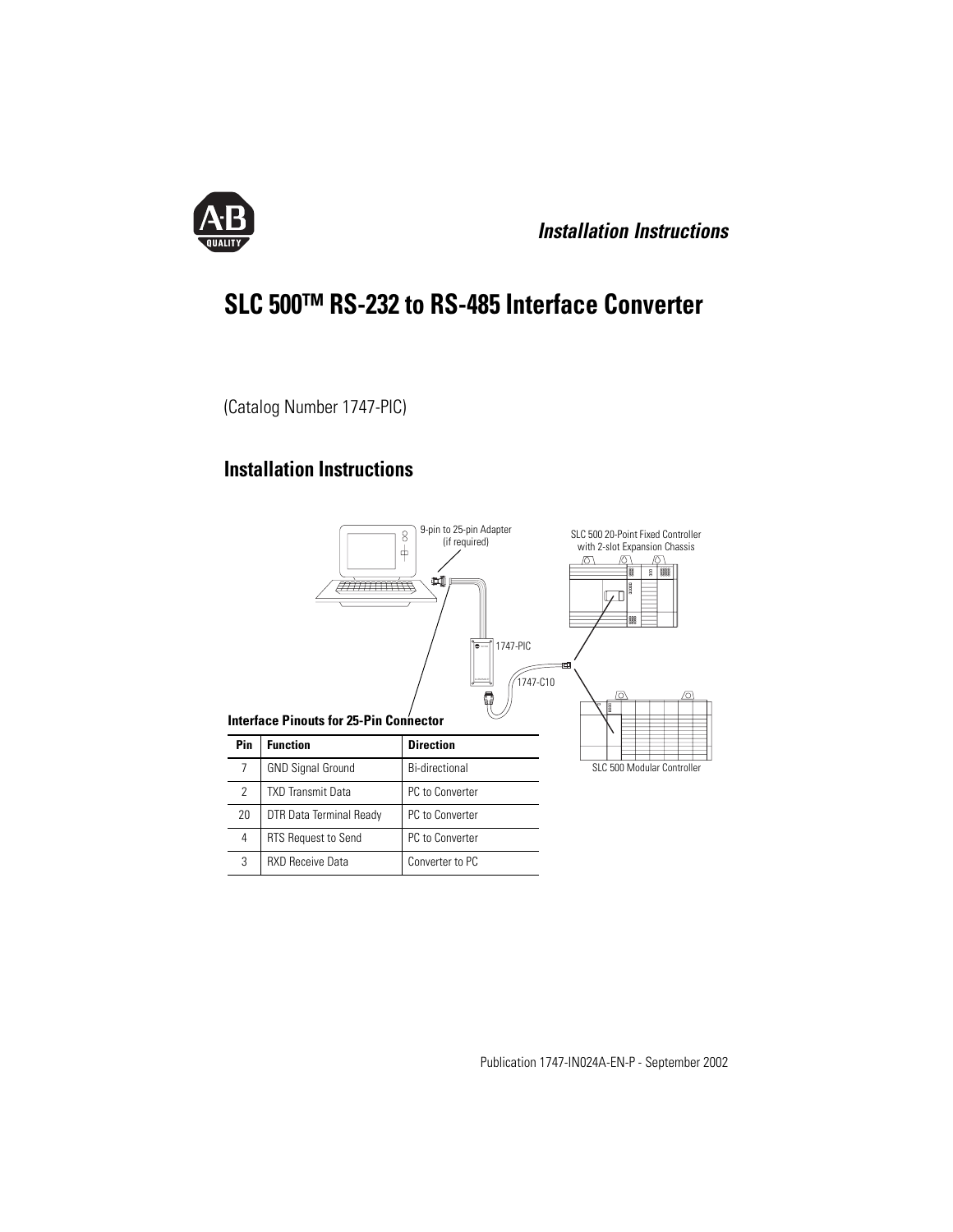*Installation Instructions*

# SLC 500™ RS-232 to RS-485 Interface Converter

(Catalog Number 1747-PIC)

## Installation Instructions

9-pin to 25-pin Adapter (if required)

SLC 500 20-Point Fixed Controller with 2-slot Expansion Chassis

1747-PIC

1747-C10

SLC 500 Modular Controller

**Interface Pinouts for 25-Pin Connector**

| Pin | Function | Direction |
|---|---|---|
| 7 | GND Signal Ground | Bi-directional |
| 2 | TXD Transmit Data | PC to Converter |
| 20 | DTR Data Terminal Ready | PC to Converter |
| 4 | RTS Request to Send | PC to Converter |
| 3 | RXD Receive Data | Converter to PC |

Publication 1747-IN024A-EN-P - September 2002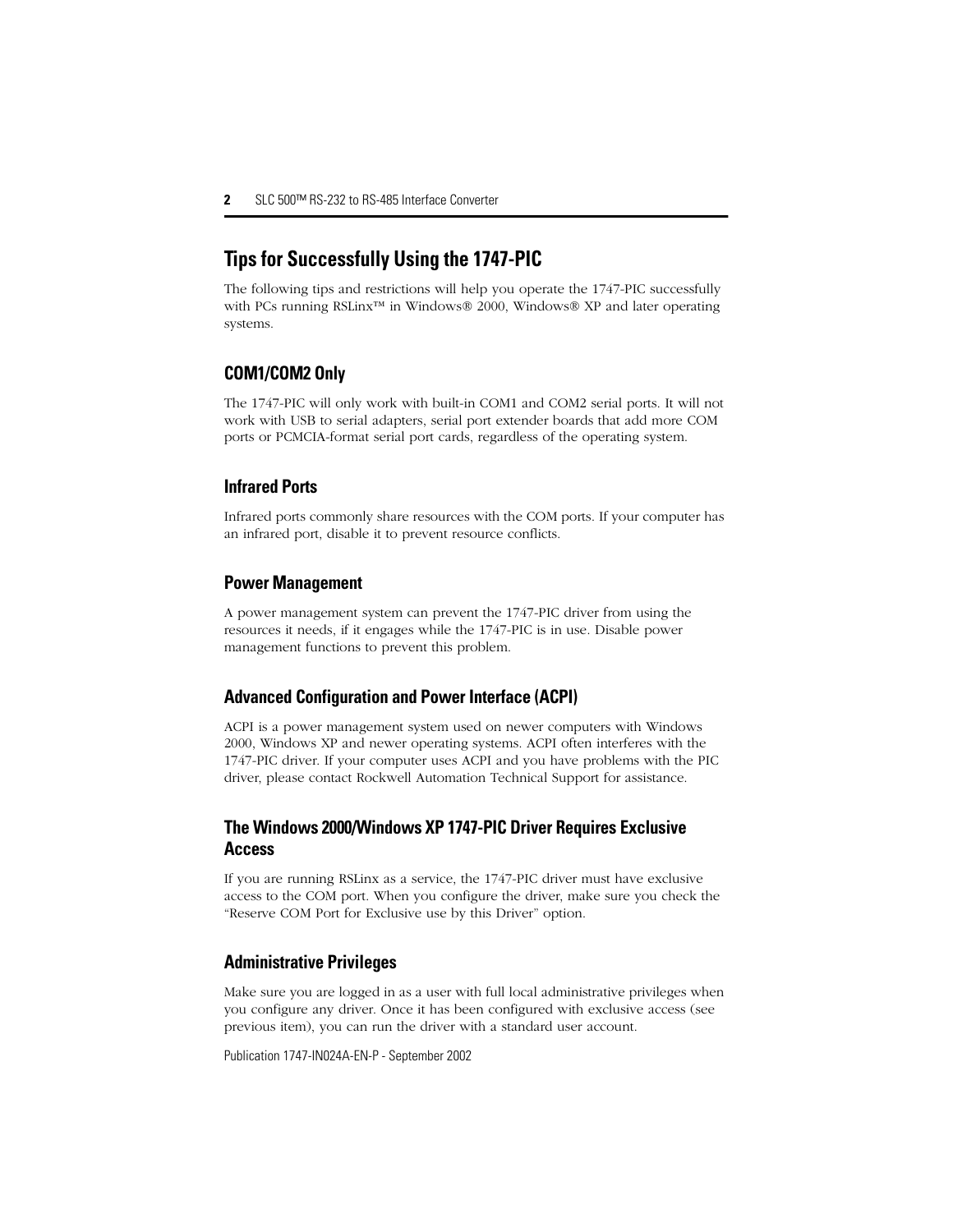## Tips for Successfully Using the 1747-PIC

The following tips and restrictions will help you operate the 1747-PIC successfully with PCs running RSLinx™ in Windows® 2000, Windows® XP and later operating systems.

### COM1/COM2 Only

The 1747-PIC will only work with built-in COM1 and COM2 serial ports. It will not work with USB to serial adapters, serial port extender boards that add more COM ports or PCMCIA-format serial port cards, regardless of the operating system.

### Infrared Ports

Infrared ports commonly share resources with the COM ports. If your computer has an infrared port, disable it to prevent resource conflicts.

### Power Management

A power management system can prevent the 1747-PIC driver from using the resources it needs, if it engages while the 1747-PIC is in use. Disable power management functions to prevent this problem.

### Advanced Configuration and Power Interface (ACPI)

ACPI is a power management system used on newer computers with Windows 2000, Windows XP and newer operating systems. ACPI often interferes with the 1747-PIC driver. If your computer uses ACPI and you have problems with the PIC driver, please contact Rockwell Automation Technical Support for assistance.

### The Windows 2000/Windows XP 1747-PIC Driver Requires Exclusive Access

If you are running RSLinx as a service, the 1747-PIC driver must have exclusive access to the COM port. When you configure the driver, make sure you check the “Reserve COM Port for Exclusive use by this Driver” option.

### Administrative Privileges

Make sure you are logged in as a user with full local administrative privileges when you configure any driver. Once it has been configured with exclusive access (see previous item), you can run the driver with a standard user account.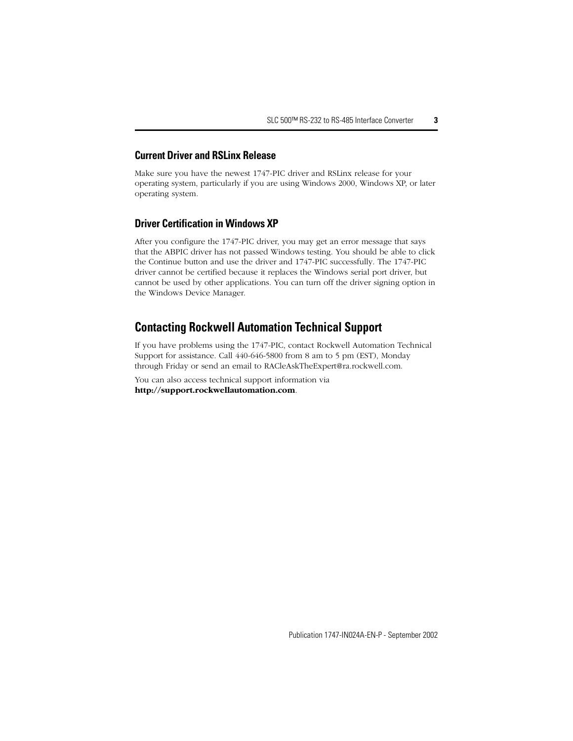### Current Driver and RSLinx Release

Make sure you have the newest 1747-PIC driver and RSLinx release for your operating system, particularly if you are using Windows 2000, Windows XP, or later operating system.

### Driver Certification in Windows XP

After you configure the 1747-PIC driver, you may get an error message that says that the ABPIC driver has not passed Windows testing. You should be able to click the Continue button and use the driver and 1747-PIC successfully. The 1747-PIC driver cannot be certified because it replaces the Windows serial port driver, but cannot be used by other applications. You can turn off the driver signing option in the Windows Device Manager.

## Contacting Rockwell Automation Technical Support

If you have problems using the 1747-PIC, contact Rockwell Automation Technical Support for assistance. Call 440-646-5800 from 8 am to 5 pm (EST), Monday through Friday or send an email to RACleAskTheExpert@ra.rockwell.com.

You can also access technical support information via **http://support.rockwellautomation.com**.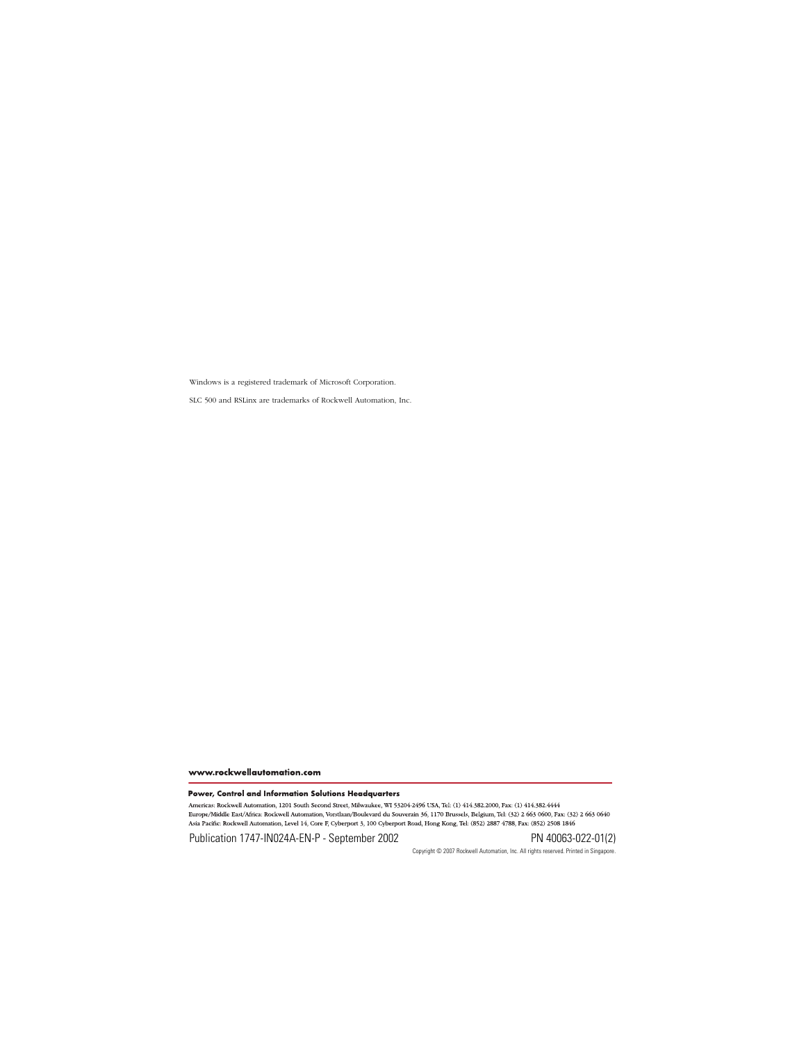Windows is a registered trademark of Microsoft Corporation.

SLC 500 and RSLinx are trademarks of Rockwell Automation, Inc.

**www.rockwellautomation.com**

**Power, Control and Information Solutions Headquarters**

Americas: Rockwell Automation, 1201 South Second Street, Milwaukee, WI 53204-2496 USA, Tel: (1) 414.382.2000, Fax: (1) 414.382.4444
Europe/Middle East/Africa: Rockwell Automation, Vorstlaan/Boulevard du Souverain 36, 1170 Brussels, Belgium, Tel: (32) 2 663 0600, Fax: (32) 2 663 0640
Asia Pacific: Rockwell Automation, Level 14, Core F, Cyberport 3, 100 Cyberport Road, Hong Kong, Tel: (852) 2887 4788, Fax: (852) 2508 1846

Publication 1747-IN024A-EN-P - September 2002 PN 40063-022-01(2)

Copyright © 2007 Rockwell Automation, Inc. All rights reserved. Printed in Singapore.